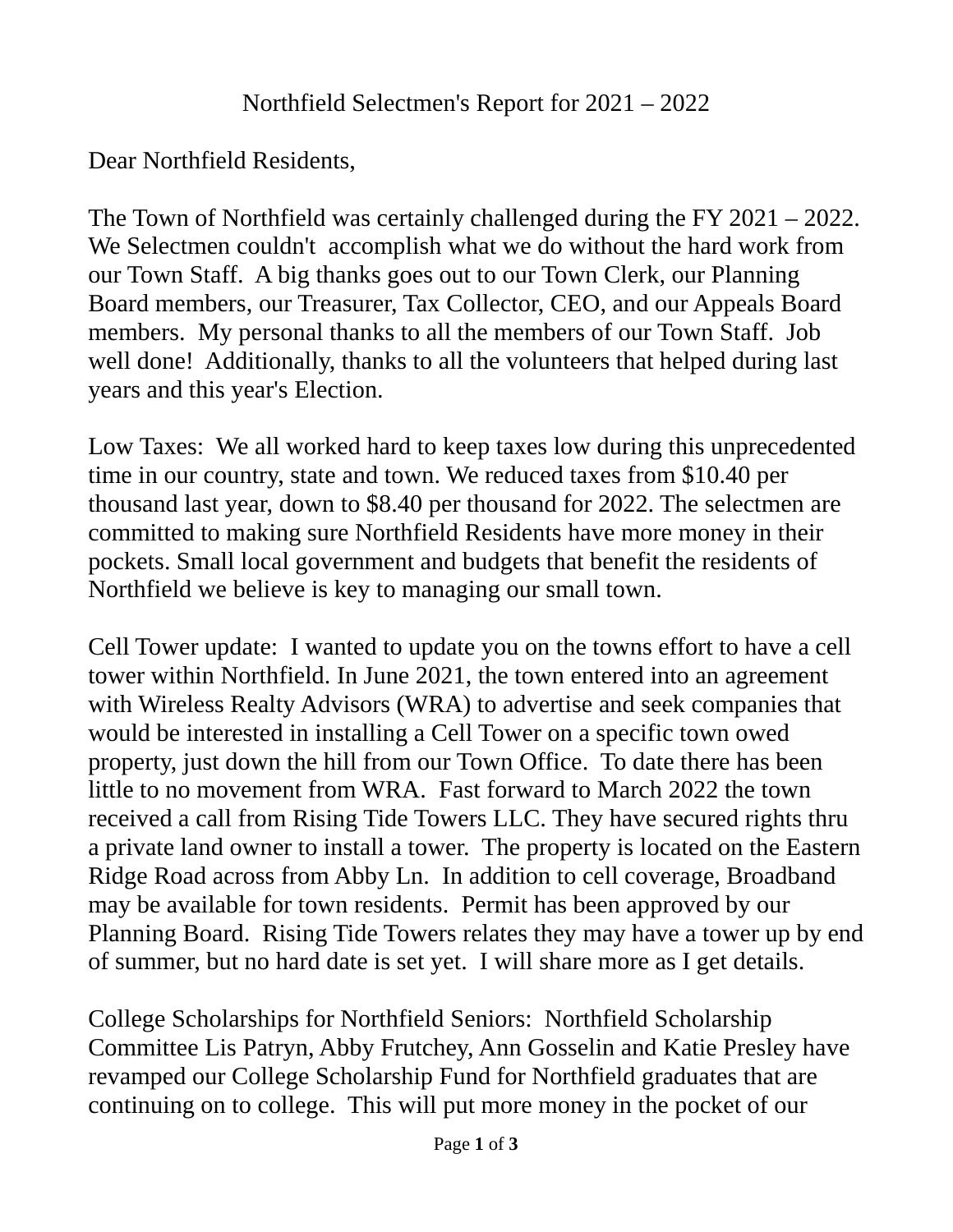# Northfield Selectmen's Report for 2021 – 2022

Dear Northfield Residents,

The Town of Northfield was certainly challenged during the FY 2021 – 2022. We Selectmen couldn't accomplish what we do without the hard work from our Town Staff. A big thanks goes out to our Town Clerk, our Planning Board members, our Treasurer, Tax Collector, CEO, and our Appeals Board members. My personal thanks to all the members of our Town Staff. Job well done! Additionally, thanks to all the volunteers that helped during last years and this year's Election.

Low Taxes: We all worked hard to keep taxes low during this unprecedented time in our country, state and town. We reduced taxes from $10.40 per thousand last year, down to $8.40 per thousand for 2022. The selectmen are committed to making sure Northfield Residents have more money in their pockets. Small local government and budgets that benefit the residents of Northfield we believe is key to managing our small town.

Cell Tower update: I wanted to update you on the towns effort to have a cell tower within Northfield. In June 2021, the town entered into an agreement with Wireless Realty Advisors (WRA) to advertise and seek companies that would be interested in installing a Cell Tower on a specific town owed property, just down the hill from our Town Office. To date there has been little to no movement from WRA. Fast forward to March 2022 the town received a call from Rising Tide Towers LLC. They have secured rights thru a private land owner to install a tower. The property is located on the Eastern Ridge Road across from Abby Ln. In addition to cell coverage, Broadband may be available for town residents. Permit has been approved by our Planning Board. Rising Tide Towers relates they may have a tower up by end of summer, but no hard date is set yet. I will share more as I get details.

College Scholarships for Northfield Seniors: Northfield Scholarship Committee Lis Patryn, Abby Frutchey, Ann Gosselin and Katie Presley have revamped our College Scholarship Fund for Northfield graduates that are continuing on to college. This will put more money in the pocket of our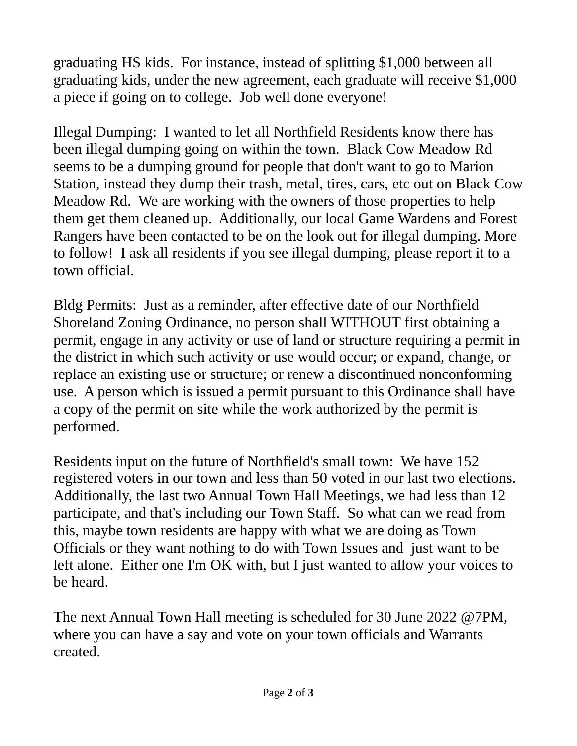graduating HS kids.  For instance, instead of splitting $1,000 between all graduating kids, under the new agreement, each graduate will receive $1,000 a piece if going on to college.  Job well done everyone!

Illegal Dumping:  I wanted to let all Northfield Residents know there has been illegal dumping going on within the town.  Black Cow Meadow Rd seems to be a dumping ground for people that don't want to go to Marion Station, instead they dump their trash, metal, tires, cars, etc out on Black Cow Meadow Rd.  We are working with the owners of those properties to help them get them cleaned up.  Additionally, our local Game Wardens and Forest Rangers have been contacted to be on the look out for illegal dumping. More to follow!  I ask all residents if you see illegal dumping, please report it to a town official.

Bldg Permits:  Just as a reminder, after effective date of our Northfield Shoreland Zoning Ordinance, no person shall WITHOUT first obtaining a permit, engage in any activity or use of land or structure requiring a permit in the district in which such activity or use would occur; or expand, change, or replace an existing use or structure; or renew a discontinued nonconforming use.  A person which is issued a permit pursuant to this Ordinance shall have a copy of the permit on site while the work authorized by the permit is performed.

Residents input on the future of Northfield's small town:  We have 152 registered voters in our town and less than 50 voted in our last two elections. Additionally, the last two Annual Town Hall Meetings, we had less than 12 participate, and that's including our Town Staff.  So what can we read from this, maybe town residents are happy with what we are doing as Town Officials or they want nothing to do with Town Issues and  just want to be left alone.  Either one I'm OK with, but I just wanted to allow your voices to be heard.

The next Annual Town Hall meeting is scheduled for 30 June 2022 @7PM, where you can have a say and vote on your town officials and Warrants created.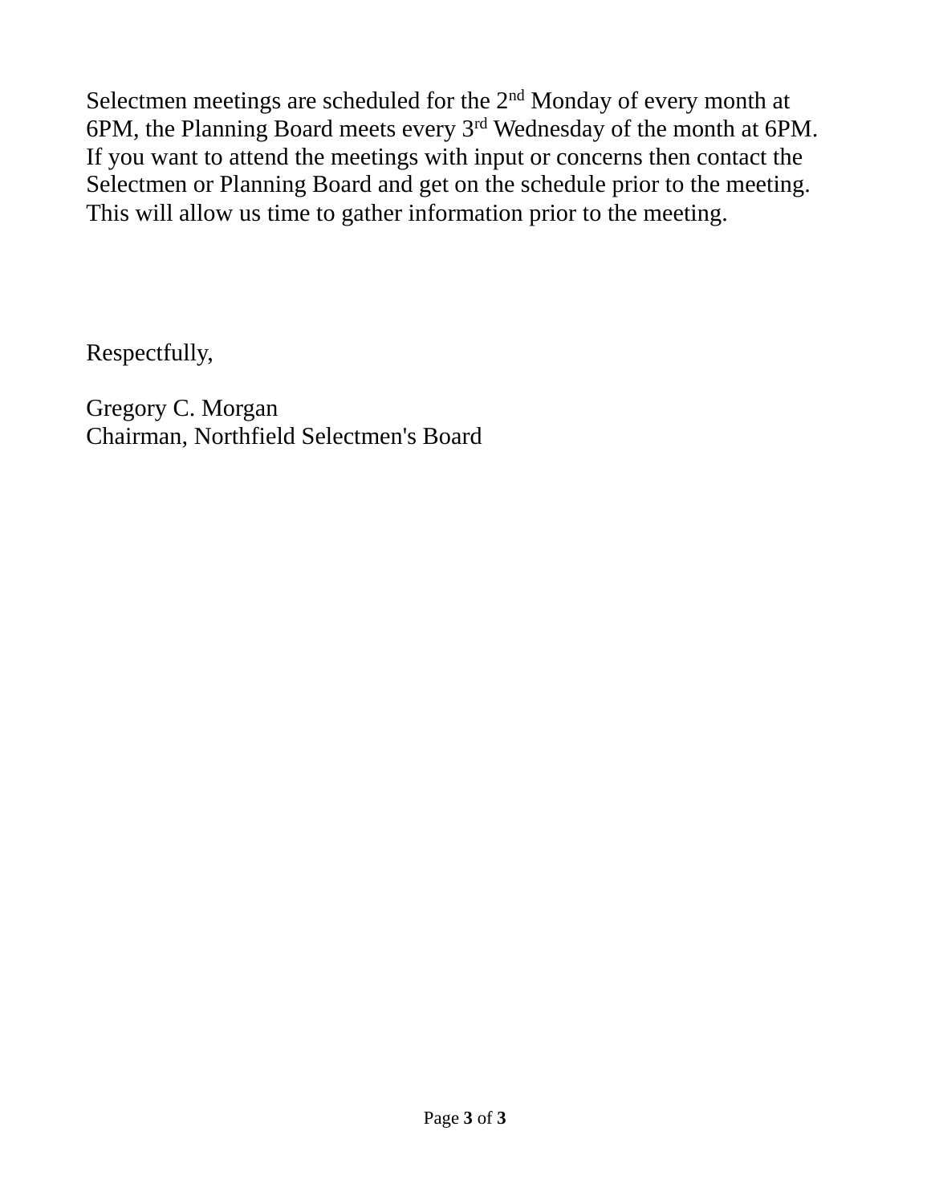Selectmen meetings are scheduled for the 2nd Monday of every month at 6PM, the Planning Board meets every 3rd Wednesday of the month at 6PM. If you want to attend the meetings with input or concerns then contact the Selectmen or Planning Board and get on the schedule prior to the meeting. This will allow us time to gather information prior to the meeting.

Respectfully,

Gregory C. Morgan
Chairman, Northfield Selectmen's Board